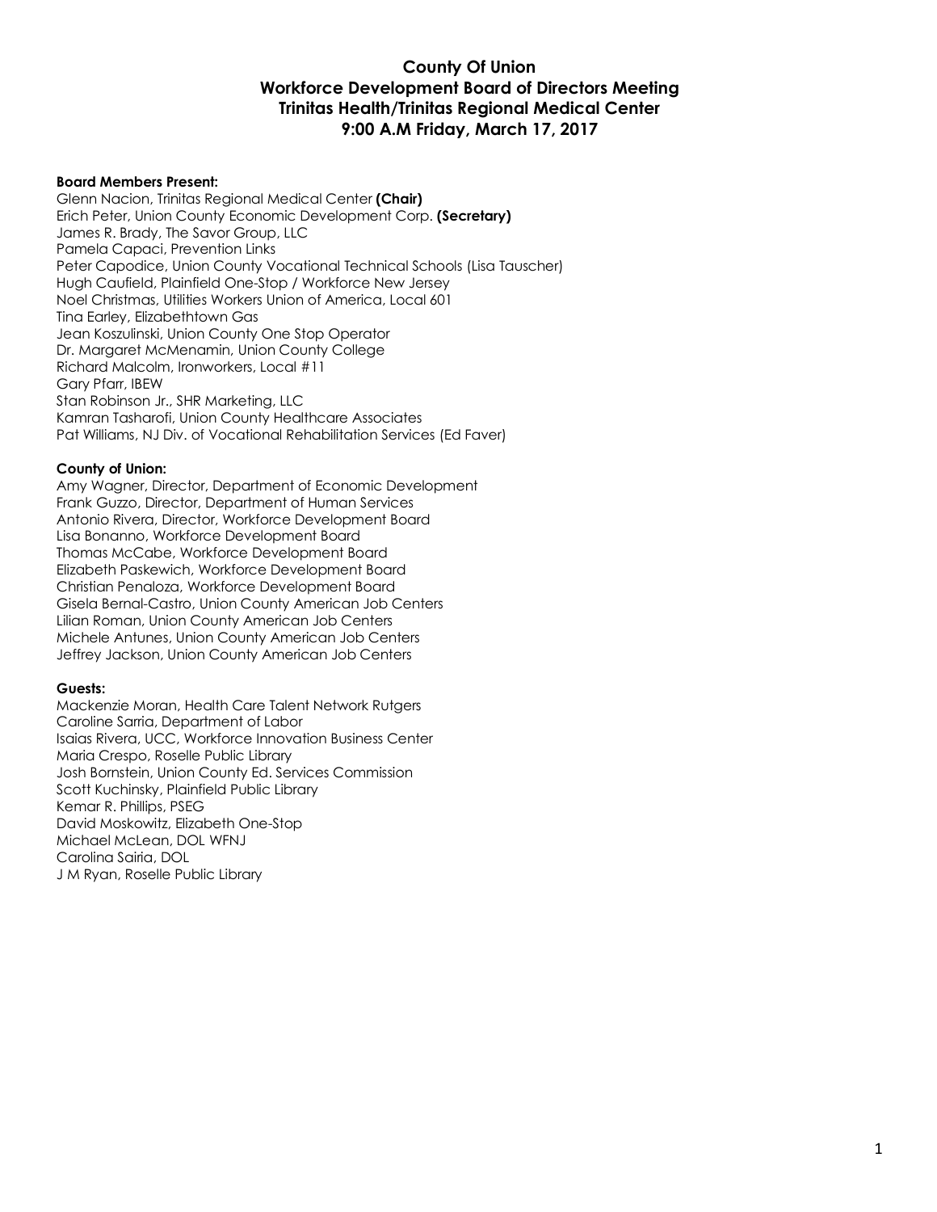# County Of Union
## Workforce Development Board of Directors Meeting
## Trinitas Health/Trinitas Regional Medical Center
## 9:00 A.M Friday, March 17, 2017

**Board Members Present:**

Glenn Nacion, Trinitas Regional Medical Center **(Chair)**
Erich Peter, Union County Economic Development Corp. **(Secretary)**
James R. Brady, The Savor Group, LLC
Pamela Capaci, Prevention Links
Peter Capodice, Union County Vocational Technical Schools (Lisa Tauscher)
Hugh Caufield, Plainfield One-Stop / Workforce New Jersey
Noel Christmas, Utilities Workers Union of America, Local 601
Tina Earley, Elizabethtown Gas
Jean Koszulinski, Union County One Stop Operator
Dr. Margaret McMenamin, Union County College
Richard Malcolm, Ironworkers, Local #11
Gary Pfarr, IBEW
Stan Robinson Jr., SHR Marketing, LLC
Kamran Tasharofi, Union County Healthcare Associates
Pat Williams, NJ Div. of Vocational Rehabilitation Services (Ed Faver)

**County of Union:**

Amy Wagner, Director, Department of Economic Development
Frank Guzzo, Director, Department of Human Services
Antonio Rivera, Director, Workforce Development Board
Lisa Bonanno, Workforce Development Board
Thomas McCabe, Workforce Development Board
Elizabeth Paskewich, Workforce Development Board
Christian Penaloza, Workforce Development Board
Gisela Bernal-Castro, Union County American Job Centers
Lilian Roman, Union County American Job Centers
Michele Antunes, Union County American Job Centers
Jeffrey Jackson, Union County American Job Centers

**Guests:**

Mackenzie Moran, Health Care Talent Network Rutgers
Caroline Sarria, Department of Labor
Isaias Rivera, UCC, Workforce Innovation Business Center
Maria Crespo, Roselle Public Library
Josh Bornstein, Union County Ed. Services Commission
Scott Kuchinsky, Plainfield Public Library
Kemar R. Phillips, PSEG
David Moskowitz, Elizabeth One-Stop
Michael McLean, DOL WFNJ
Carolina Sairia, DOL
J M Ryan, Roselle Public Library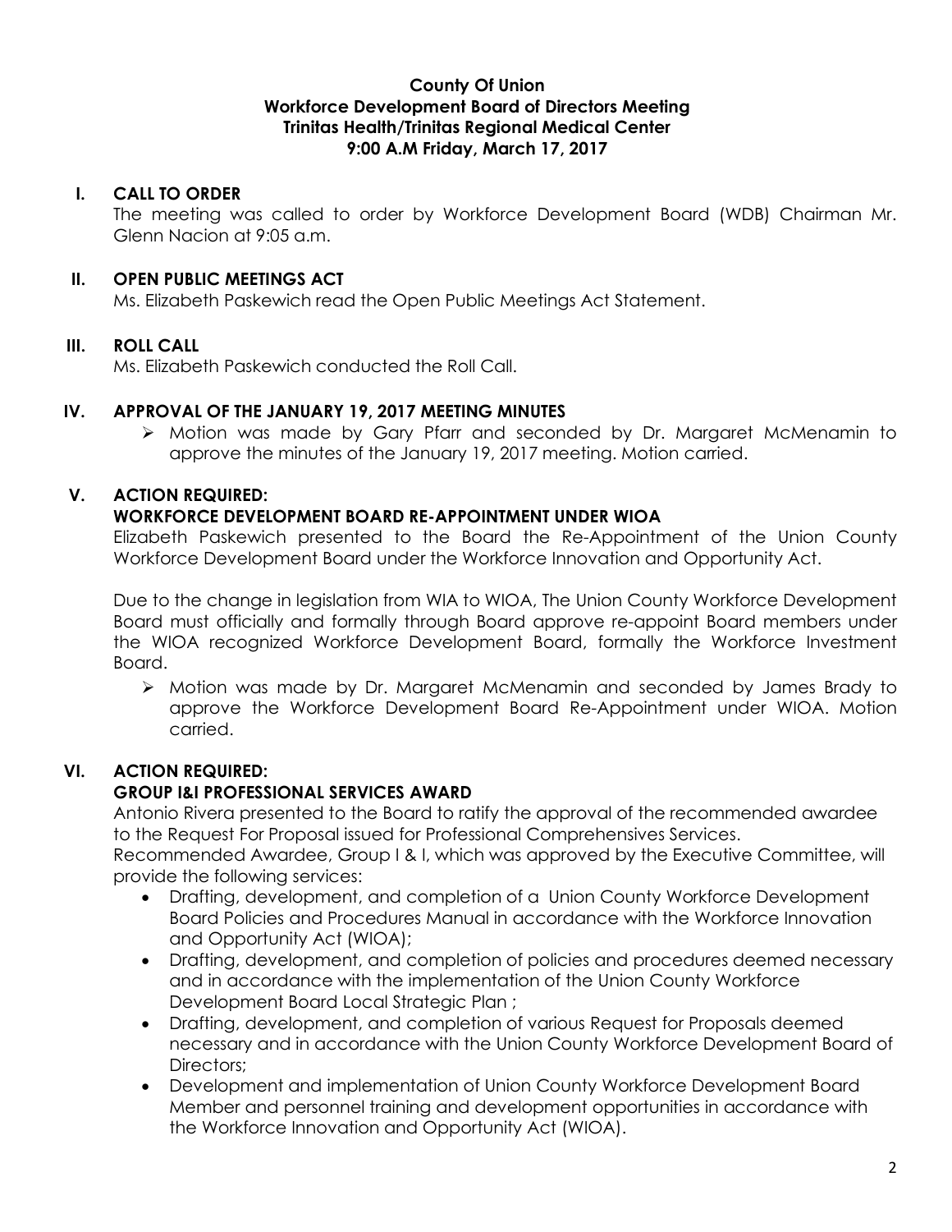**County Of Union**
**Workforce Development Board of Directors Meeting**
**Trinitas Health/Trinitas Regional Medical Center**
**9:00 A.M Friday, March 17, 2017**

## I. CALL TO ORDER

The meeting was called to order by Workforce Development Board (WDB) Chairman Mr. Glenn Nacion at 9:05 a.m.

## II. OPEN PUBLIC MEETINGS ACT

Ms. Elizabeth Paskewich read the Open Public Meetings Act Statement.

## III. ROLL CALL

Ms. Elizabeth Paskewich conducted the Roll Call.

## IV. APPROVAL OF THE JANUARY 19, 2017 MEETING MINUTES

- Motion was made by Gary Pfarr and seconded by Dr. Margaret McMenamin to approve the minutes of the January 19, 2017 meeting. Motion carried.

## V. ACTION REQUIRED:

### WORKFORCE DEVELOPMENT BOARD RE-APPOINTMENT UNDER WIOA

Elizabeth Paskewich presented to the Board the Re-Appointment of the Union County Workforce Development Board under the Workforce Innovation and Opportunity Act.

Due to the change in legislation from WIA to WIOA, The Union County Workforce Development Board must officially and formally through Board approve re-appoint Board members under the WIOA recognized Workforce Development Board, formally the Workforce Investment Board.

- Motion was made by Dr. Margaret McMenamin and seconded by James Brady to approve the Workforce Development Board Re-Appointment under WIOA. Motion carried.

## VI. ACTION REQUIRED:

### GROUP I&I PROFESSIONAL SERVICES AWARD

Antonio Rivera presented to the Board to ratify the approval of the recommended awardee to the Request For Proposal issued for Professional Comprehensives Services.

Recommended Awardee, Group I & I, which was approved by the Executive Committee, will provide the following services:

- Drafting, development, and completion of a Union County Workforce Development Board Policies and Procedures Manual in accordance with the Workforce Innovation and Opportunity Act (WIOA);
- Drafting, development, and completion of policies and procedures deemed necessary and in accordance with the implementation of the Union County Workforce Development Board Local Strategic Plan ;
- Drafting, development, and completion of various Request for Proposals deemed necessary and in accordance with the Union County Workforce Development Board of Directors;
- Development and implementation of Union County Workforce Development Board Member and personnel training and development opportunities in accordance with the Workforce Innovation and Opportunity Act (WIOA).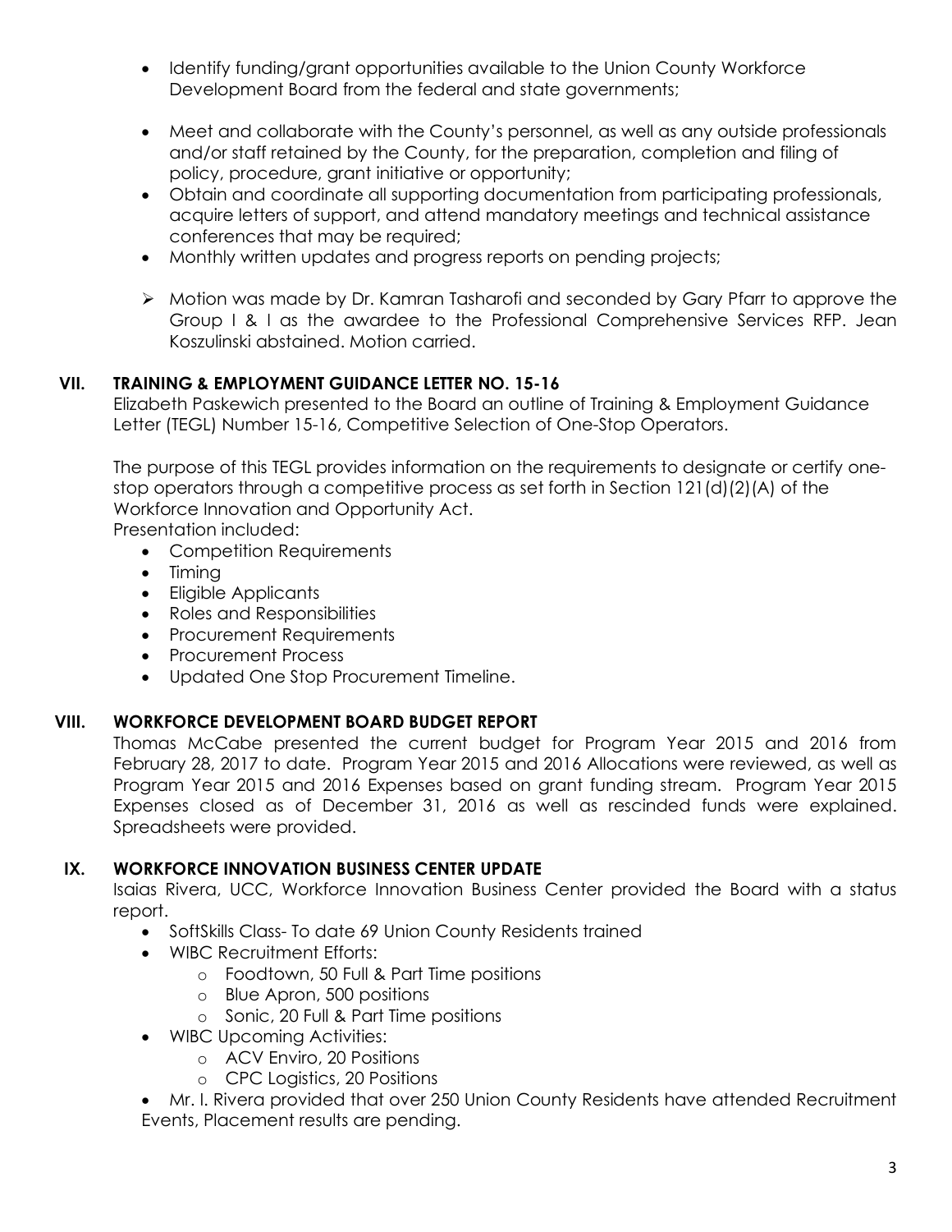- Identify funding/grant opportunities available to the Union County Workforce Development Board from the federal and state governments;
- Meet and collaborate with the County's personnel, as well as any outside professionals and/or staff retained by the County, for the preparation, completion and filing of policy, procedure, grant initiative or opportunity;
- Obtain and coordinate all supporting documentation from participating professionals, acquire letters of support, and attend mandatory meetings and technical assistance conferences that may be required;
- Monthly written updates and progress reports on pending projects;

> Motion was made by Dr. Kamran Tasharofi and seconded by Gary Pfarr to approve the Group I & I as the awardee to the Professional Comprehensive Services RFP. Jean Koszulinski abstained. Motion carried.

## VII. TRAINING & EMPLOYMENT GUIDANCE LETTER NO. 15-16

Elizabeth Paskewich presented to the Board an outline of Training & Employment Guidance Letter (TEGL) Number 15-16, Competitive Selection of One-Stop Operators.

The purpose of this TEGL provides information on the requirements to designate or certify one-stop operators through a competitive process as set forth in Section 121(d)(2)(A) of the Workforce Innovation and Opportunity Act.

Presentation included:

- Competition Requirements
- Timing
- Eligible Applicants
- Roles and Responsibilities
- Procurement Requirements
- Procurement Process
- Updated One Stop Procurement Timeline.

## VIII. WORKFORCE DEVELOPMENT BOARD BUDGET REPORT

Thomas McCabe presented the current budget for Program Year 2015 and 2016 from February 28, 2017 to date. Program Year 2015 and 2016 Allocations were reviewed, as well as Program Year 2015 and 2016 Expenses based on grant funding stream. Program Year 2015 Expenses closed as of December 31, 2016 as well as rescinded funds were explained. Spreadsheets were provided.

## IX. WORKFORCE INNOVATION BUSINESS CENTER UPDATE

Isaias Rivera, UCC, Workforce Innovation Business Center provided the Board with a status report.

- SoftSkills Class- To date 69 Union County Residents trained
- WIBC Recruitment Efforts:
  - Foodtown, 50 Full & Part Time positions
  - Blue Apron, 500 positions
  - Sonic, 20 Full & Part Time positions
- WIBC Upcoming Activities:
  - ACV Enviro, 20 Positions
  - CPC Logistics, 20 Positions
- Mr. I. Rivera provided that over 250 Union County Residents have attended Recruitment Events, Placement results are pending.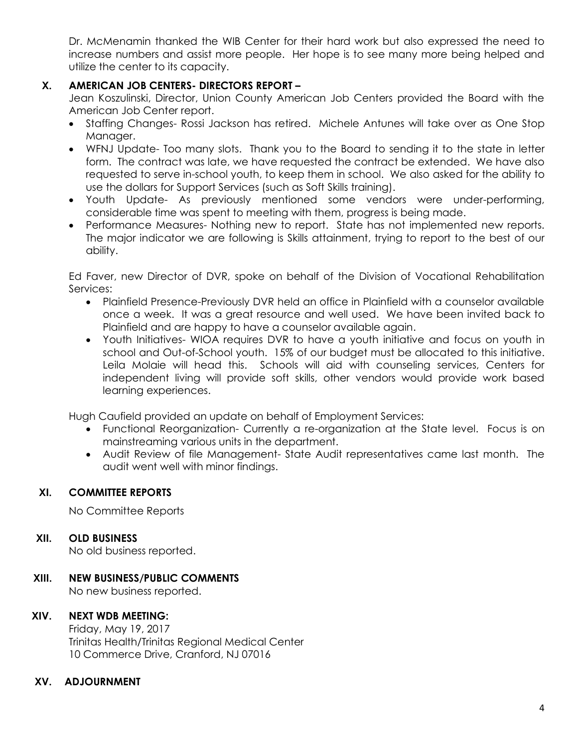Dr. McMenamin thanked the WIB Center for their hard work but also expressed the need to increase numbers and assist more people. Her hope is to see many more being helped and utilize the center to its capacity.

## X. AMERICAN JOB CENTERS- DIRECTORS REPORT –

Jean Koszulinski, Director, Union County American Job Centers provided the Board with the American Job Center report.

- Staffing Changes- Rossi Jackson has retired. Michele Antunes will take over as One Stop Manager.
- WFNJ Update- Too many slots. Thank you to the Board to sending it to the state in letter form. The contract was late, we have requested the contract be extended. We have also requested to serve in-school youth, to keep them in school. We also asked for the ability to use the dollars for Support Services (such as Soft Skills training).
- Youth Update- As previously mentioned some vendors were under-performing, considerable time was spent to meeting with them, progress is being made.
- Performance Measures- Nothing new to report. State has not implemented new reports. The major indicator we are following is Skills attainment, trying to report to the best of our ability.

Ed Faver, new Director of DVR, spoke on behalf of the Division of Vocational Rehabilitation Services:

- Plainfield Presence-Previously DVR held an office in Plainfield with a counselor available once a week. It was a great resource and well used. We have been invited back to Plainfield and are happy to have a counselor available again.
- Youth Initiatives- WIOA requires DVR to have a youth initiative and focus on youth in school and Out-of-School youth. 15% of our budget must be allocated to this initiative. Leila Molaie will head this. Schools will aid with counseling services, Centers for independent living will provide soft skills, other vendors would provide work based learning experiences.

Hugh Caufield provided an update on behalf of Employment Services:

- Functional Reorganization- Currently a re-organization at the State level. Focus is on mainstreaming various units in the department.
- Audit Review of file Management- State Audit representatives came last month. The audit went well with minor findings.

## XI. COMMITTEE REPORTS

No Committee Reports

## XII. OLD BUSINESS

No old business reported.

## XIII. NEW BUSINESS/PUBLIC COMMENTS

No new business reported.

## XIV. NEXT WDB MEETING:

Friday, May 19, 2017
Trinitas Health/Trinitas Regional Medical Center
10 Commerce Drive, Cranford, NJ 07016

## XV. ADJOURNMENT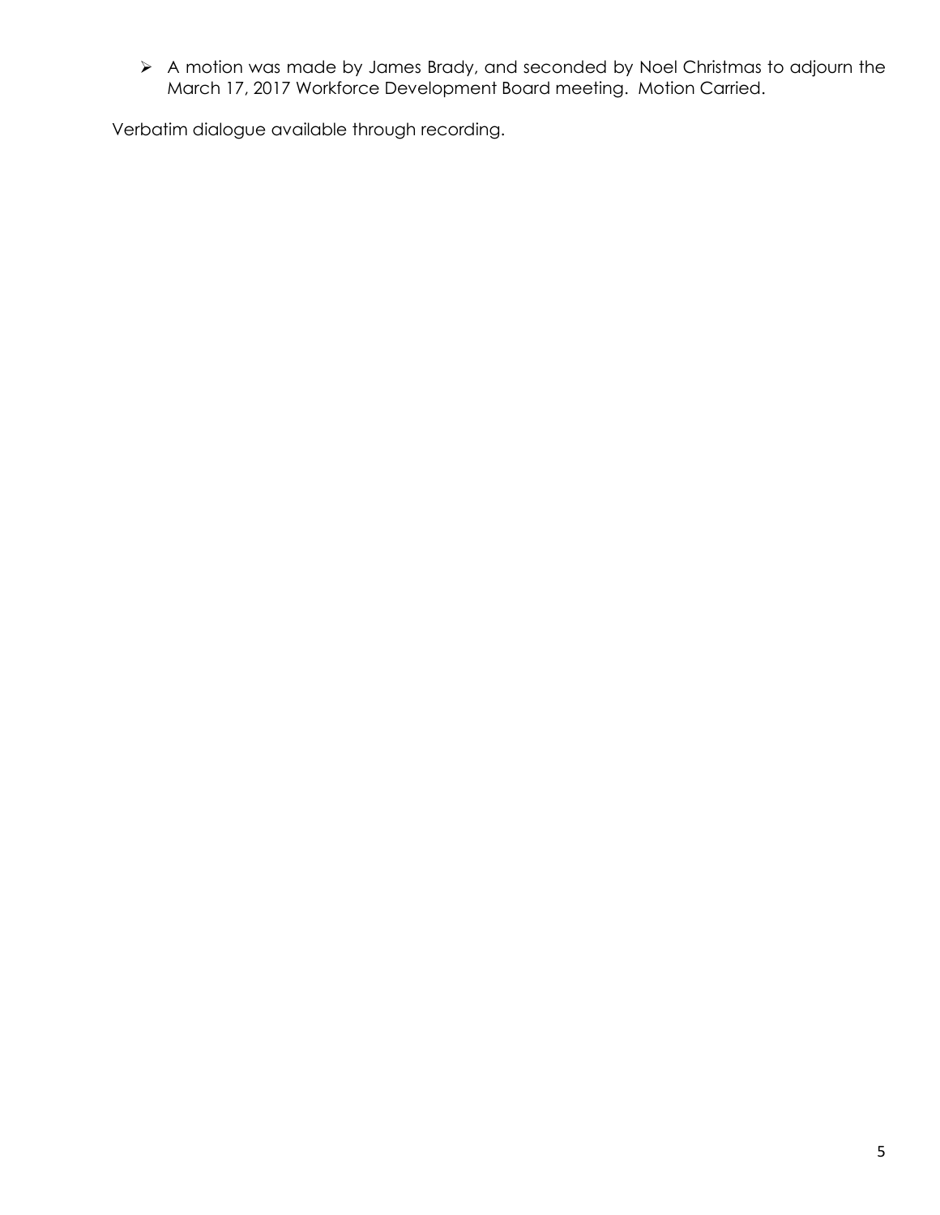- A motion was made by James Brady, and seconded by Noel Christmas to adjourn the March 17, 2017 Workforce Development Board meeting. Motion Carried.

Verbatim dialogue available through recording.